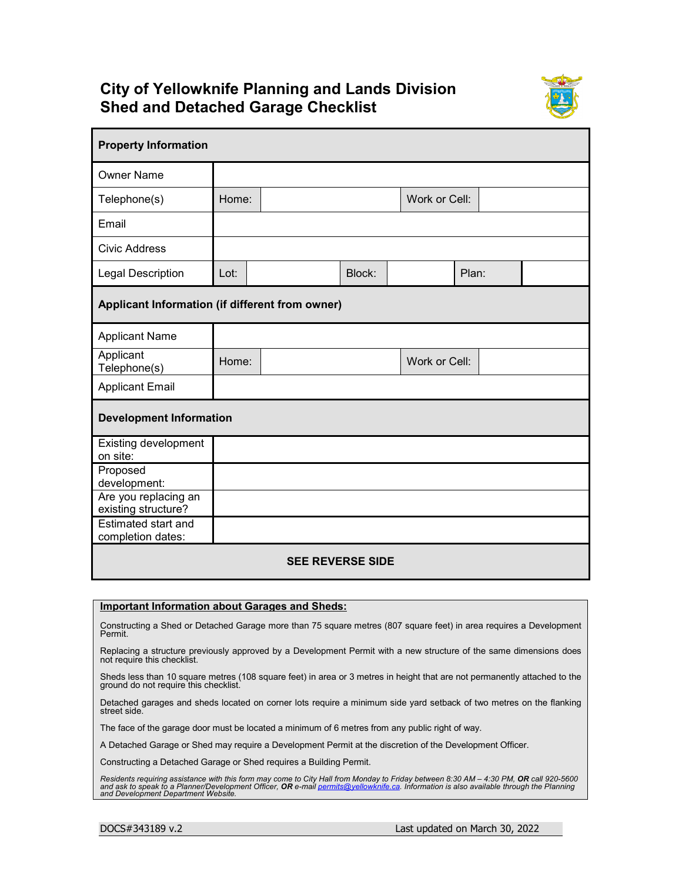# City of Yellowknife Planning and Lands Division
# Shed and Detached Garage Checklist

| Property Information | | | | | | |
|---|---|---|---|---|---|---|
| Owner Name | | | | | | |
| Telephone(s) | Home: | | Work or Cell: | | | |
| Email | | | | | | |
| Civic Address | | | | | | |
| Legal Description | Lot: | | Block: | | Plan: | |
| **Applicant Information (if different from owner)** | | | | | | |
| Applicant Name | | | | | | |
| Applicant Telephone(s) | Home: | | Work or Cell: | | | |
| Applicant Email | | | | | | |
| **Development Information** | | | | | | |
| Existing development on site: | | | | | | |
| Proposed development: | | | | | | |
| Are you replacing an existing structure? | | | | | | |
| Estimated start and completion dates: | | | | | | |
| **SEE REVERSE SIDE** | | | | | | |

**Important Information about Garages and Sheds:**

Constructing a Shed or Detached Garage more than 75 square metres (807 square feet) in area requires a Development Permit.

Replacing a structure previously approved by a Development Permit with a new structure of the same dimensions does not require this checklist.

Sheds less than 10 square metres (108 square feet) in area or 3 metres in height that are not permanently attached to the ground do not require this checklist.

Detached garages and sheds located on corner lots require a minimum side yard setback of two metres on the flanking street side.

The face of the garage door must be located a minimum of 6 metres from any public right of way.

A Detached Garage or Shed may require a Development Permit at the discretion of the Development Officer.

Constructing a Detached Garage or Shed requires a Building Permit.

*Residents requiring assistance with this form may come to City Hall from Monday to Friday between 8:30 AM – 4:30 PM, **OR** call 920-5600 and ask to speak to a Planner/Development Officer, **OR** e-mail permits@yellowknife.ca. Information is also available through the Planning and Development Department Website.*

DOCS#343189 v.2 Last updated on March 30, 2022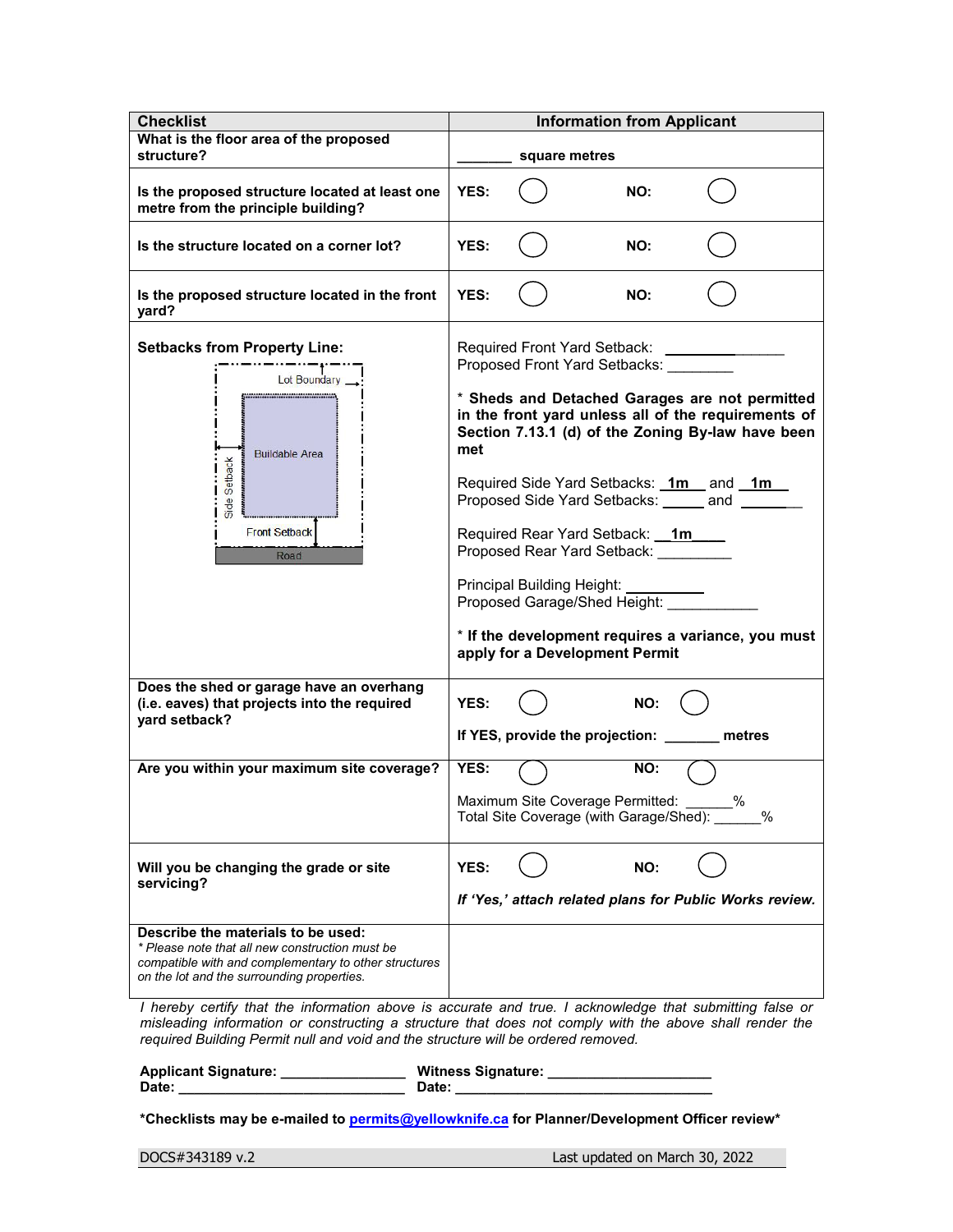| Checklist | Information from Applicant |
|---|---|
| What is the floor area of the proposed structure? | _______ square metres |
| Is the proposed structure located at least one metre from the principle building? | YES: ◯ NO: ◯ |
| Is the structure located on a corner lot? | YES: ◯ NO: ◯ |
| Is the proposed structure located in the front yard? | YES: ◯ NO: ◯ |
| Setbacks from Property Line: Lot Boundary, Buildable Area, Side Setback, Front Setback, Road | Required Front Yard Setback: _______________ Proposed Front Yard Setbacks: _________ <br><br> * Sheds and Detached Garages are not permitted in the front yard unless all of the requirements of Section 7.13.1 (d) of the Zoning By-law have been met <br><br> Required Side Yard Setbacks: 1m and 1m <br> Proposed Side Yard Setbacks: _____ and ________ <br><br> Required Rear Yard Setback: 1m <br> Proposed Rear Yard Setback: _________ <br><br> Principal Building Height: _________ <br> Proposed Garage/Shed Height: ___________ <br><br> * If the development requires a variance, you must apply for a Development Permit |
| Does the shed or garage have an overhang (i.e. eaves) that projects into the required yard setback? | YES: ◯ NO: ◯ <br><br> If YES, provide the projection: _______ metres |
| Are you within your maximum site coverage? | YES: ◯ NO: ◯ <br><br> Maximum Site Coverage Permitted: ______% <br> Total Site Coverage (with Garage/Shed): ______% |
| Will you be changing the grade or site servicing? | YES: ◯ NO: ◯ <br><br> *If 'Yes,' attach related plans for Public Works review.* |
| Describe the materials to be used: <br> *\* Please note that all new construction must be compatible with and complementary to other structures on the lot and the surrounding properties.* | |

*I hereby certify that the information above is accurate and true. I acknowledge that submitting false or misleading information or constructing a structure that does not comply with the above shall render the required Building Permit null and void and the structure will be ordered removed.*

**Applicant Signature:** _______________ **Witness Signature:** ____________________
**Date:** ____________________________ **Date:** _________________________________

**\*Checklists may be e-mailed to [permits@yellowknife.ca](mailto:permits@yellowknife.ca) for Planner/Development Officer review\***

DOCS#343189 v.2 Last updated on March 30, 2022